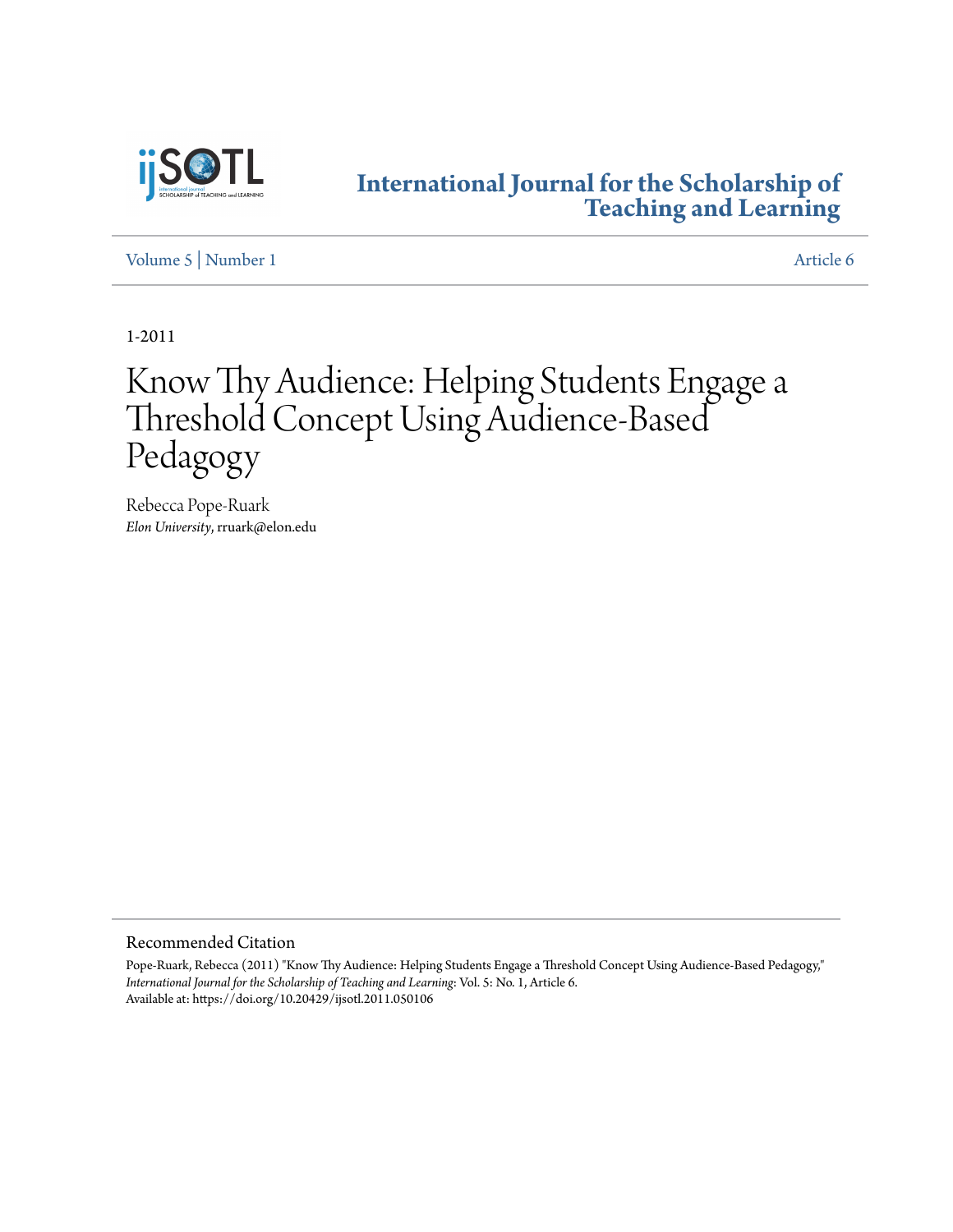International Journal for the Scholarship of Teaching and Learning

Volume 5 | Number 1 Article 6

1-2011

# Know Thy Audience: Helping Students Engage a Threshold Concept Using Audience-Based Pedagogy

Rebecca Pope-Ruark
*Elon University*, rruark@elon.edu

## Recommended Citation

Pope-Ruark, Rebecca (2011) "Know Thy Audience: Helping Students Engage a Threshold Concept Using Audience-Based Pedagogy," *International Journal for the Scholarship of Teaching and Learning*: Vol. 5: No. 1, Article 6.
Available at: https://doi.org/10.20429/ijsotl.2011.050106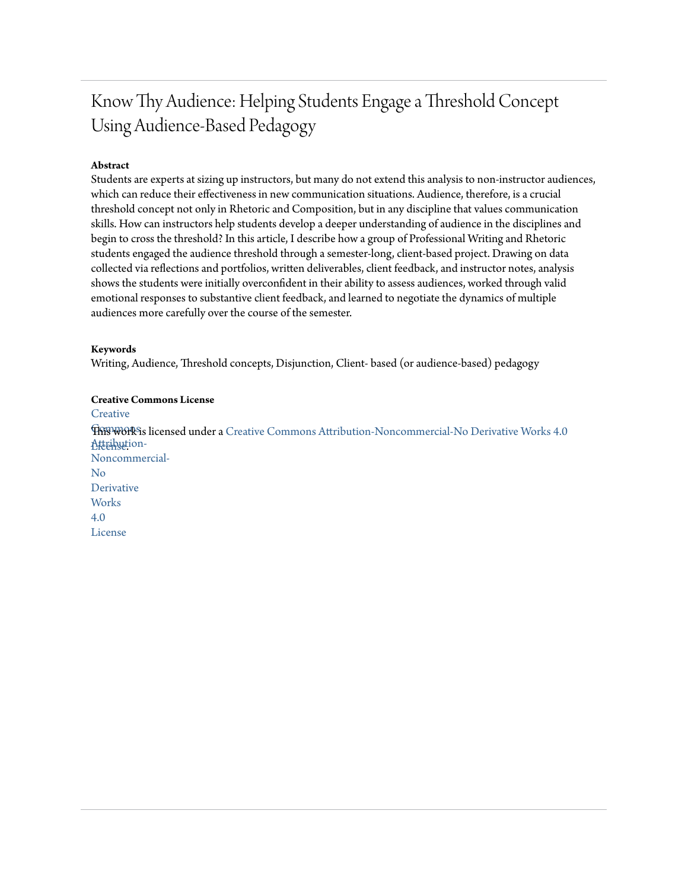# Know Thy Audience: Helping Students Engage a Threshold Concept Using Audience-Based Pedagogy

**Abstract**

Students are experts at sizing up instructors, but many do not extend this analysis to non-instructor audiences, which can reduce their effectiveness in new communication situations. Audience, therefore, is a crucial threshold concept not only in Rhetoric and Composition, but in any discipline that values communication skills. How can instructors help students develop a deeper understanding of audience in the disciplines and begin to cross the threshold? In this article, I describe how a group of Professional Writing and Rhetoric students engaged the audience threshold through a semester-long, client-based project. Drawing on data collected via reflections and portfolios, written deliverables, client feedback, and instructor notes, analysis shows the students were initially overconfident in their ability to assess audiences, worked through valid emotional responses to substantive client feedback, and learned to negotiate the dynamics of multiple audiences more carefully over the course of the semester.

**Keywords**

Writing, Audience, Threshold concepts, Disjunction, Client- based (or audience-based) pedagogy

**Creative Commons License**

This work is licensed under a Creative Commons Attribution-Noncommercial-No Derivative Works 4.0 License.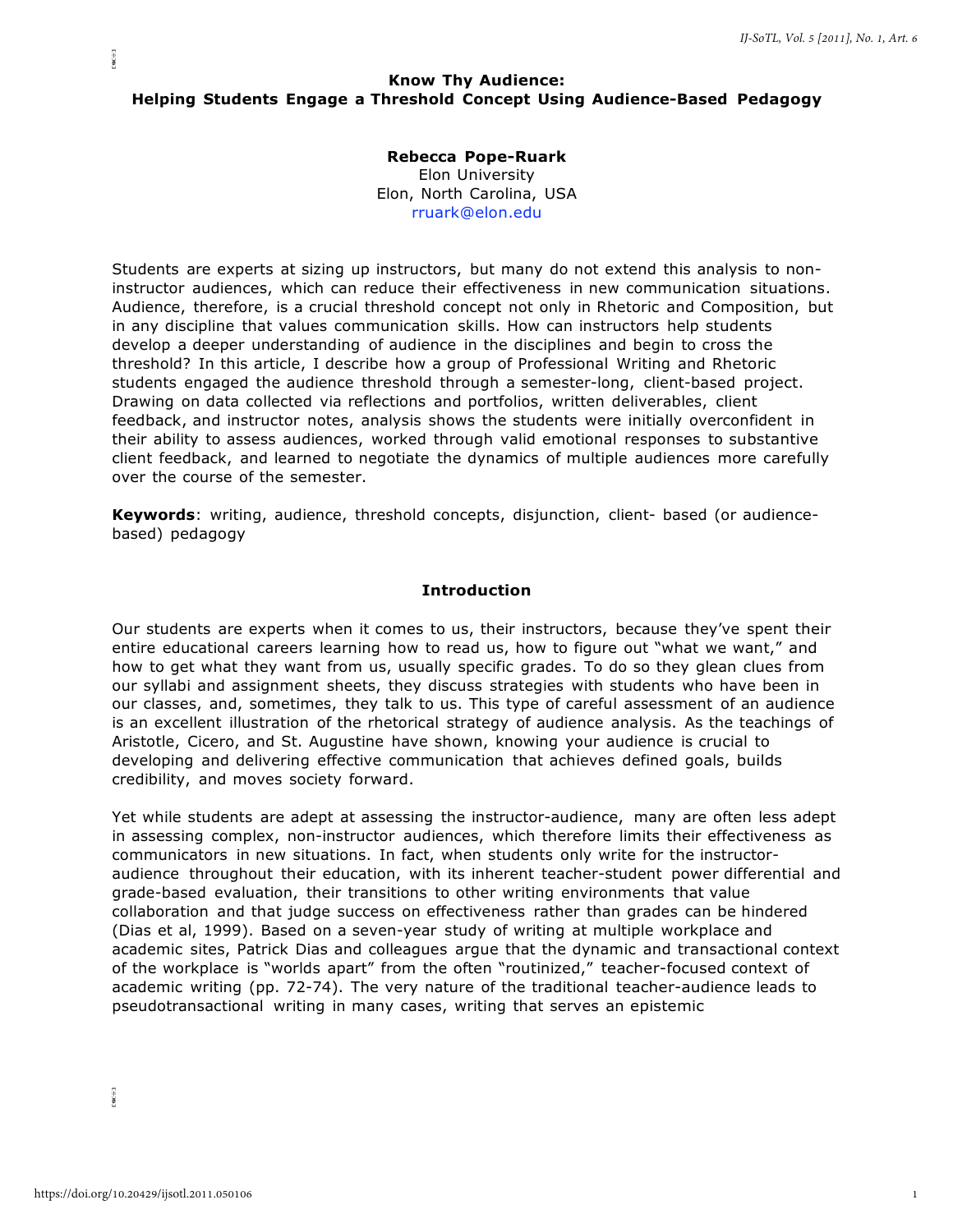# Know Thy Audience: Helping Students Engage a Threshold Concept Using Audience-Based Pedagogy

**Rebecca Pope-Ruark**
Elon University
Elon, North Carolina, USA
rruark@elon.edu

Students are experts at sizing up instructors, but many do not extend this analysis to non-instructor audiences, which can reduce their effectiveness in new communication situations. Audience, therefore, is a crucial threshold concept not only in Rhetoric and Composition, but in any discipline that values communication skills. How can instructors help students develop a deeper understanding of audience in the disciplines and begin to cross the threshold? In this article, I describe how a group of Professional Writing and Rhetoric students engaged the audience threshold through a semester-long, client-based project. Drawing on data collected via reflections and portfolios, written deliverables, client feedback, and instructor notes, analysis shows the students were initially overconfident in their ability to assess audiences, worked through valid emotional responses to substantive client feedback, and learned to negotiate the dynamics of multiple audiences more carefully over the course of the semester.

**Keywords**: writing, audience, threshold concepts, disjunction, client- based (or audience-based) pedagogy

## Introduction

Our students are experts when it comes to us, their instructors, because they've spent their entire educational careers learning how to read us, how to figure out "what we want," and how to get what they want from us, usually specific grades. To do so they glean clues from our syllabi and assignment sheets, they discuss strategies with students who have been in our classes, and, sometimes, they talk to us. This type of careful assessment of an audience is an excellent illustration of the rhetorical strategy of audience analysis. As the teachings of Aristotle, Cicero, and St. Augustine have shown, knowing your audience is crucial to developing and delivering effective communication that achieves defined goals, builds credibility, and moves society forward.

Yet while students are adept at assessing the instructor-audience, many are often less adept in assessing complex, non-instructor audiences, which therefore limits their effectiveness as communicators in new situations. In fact, when students only write for the instructor-audience throughout their education, with its inherent teacher-student power differential and grade-based evaluation, their transitions to other writing environments that value collaboration and that judge success on effectiveness rather than grades can be hindered (Dias et al, 1999). Based on a seven-year study of writing at multiple workplace and academic sites, Patrick Dias and colleagues argue that the dynamic and transactional context of the workplace is "worlds apart" from the often "routinized," teacher-focused context of academic writing (pp. 72-74). The very nature of the traditional teacher-audience leads to pseudotransactional writing in many cases, writing that serves an epistemic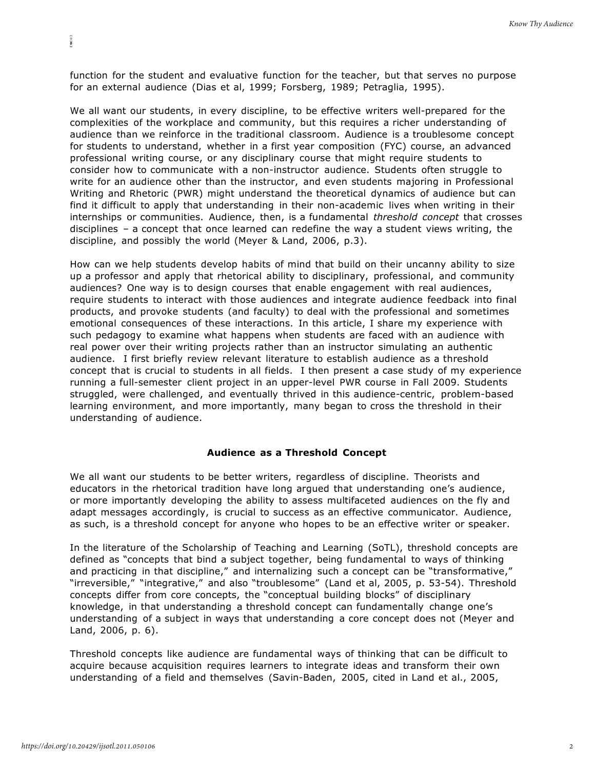function for the student and evaluative function for the teacher, but that serves no purpose for an external audience (Dias et al, 1999; Forsberg, 1989; Petraglia, 1995).

We all want our students, in every discipline, to be effective writers well-prepared for the complexities of the workplace and community, but this requires a richer understanding of audience than we reinforce in the traditional classroom. Audience is a troublesome concept for students to understand, whether in a first year composition (FYC) course, an advanced professional writing course, or any disciplinary course that might require students to consider how to communicate with a non-instructor audience. Students often struggle to write for an audience other than the instructor, and even students majoring in Professional Writing and Rhetoric (PWR) might understand the theoretical dynamics of audience but can find it difficult to apply that understanding in their non-academic lives when writing in their internships or communities. Audience, then, is a fundamental *threshold concept* that crosses disciplines – a concept that once learned can redefine the way a student views writing, the discipline, and possibly the world (Meyer & Land, 2006, p.3).

How can we help students develop habits of mind that build on their uncanny ability to size up a professor and apply that rhetorical ability to disciplinary, professional, and community audiences? One way is to design courses that enable engagement with real audiences, require students to interact with those audiences and integrate audience feedback into final products, and provoke students (and faculty) to deal with the professional and sometimes emotional consequences of these interactions. In this article, I share my experience with such pedagogy to examine what happens when students are faced with an audience with real power over their writing projects rather than an instructor simulating an authentic audience. I first briefly review relevant literature to establish audience as a threshold concept that is crucial to students in all fields. I then present a case study of my experience running a full-semester client project in an upper-level PWR course in Fall 2009. Students struggled, were challenged, and eventually thrived in this audience-centric, problem-based learning environment, and more importantly, many began to cross the threshold in their understanding of audience.

## Audience as a Threshold Concept

We all want our students to be better writers, regardless of discipline. Theorists and educators in the rhetorical tradition have long argued that understanding one's audience, or more importantly developing the ability to assess multifaceted audiences on the fly and adapt messages accordingly, is crucial to success as an effective communicator. Audience, as such, is a threshold concept for anyone who hopes to be an effective writer or speaker.

In the literature of the Scholarship of Teaching and Learning (SoTL), threshold concepts are defined as "concepts that bind a subject together, being fundamental to ways of thinking and practicing in that discipline," and internalizing such a concept can be "transformative," "irreversible," "integrative," and also "troublesome" (Land et al, 2005, p. 53-54). Threshold concepts differ from core concepts, the "conceptual building blocks" of disciplinary knowledge, in that understanding a threshold concept can fundamentally change one's understanding of a subject in ways that understanding a core concept does not (Meyer and Land, 2006, p. 6).

Threshold concepts like audience are fundamental ways of thinking that can be difficult to acquire because acquisition requires learners to integrate ideas and transform their own understanding of a field and themselves (Savin-Baden, 2005, cited in Land et al., 2005,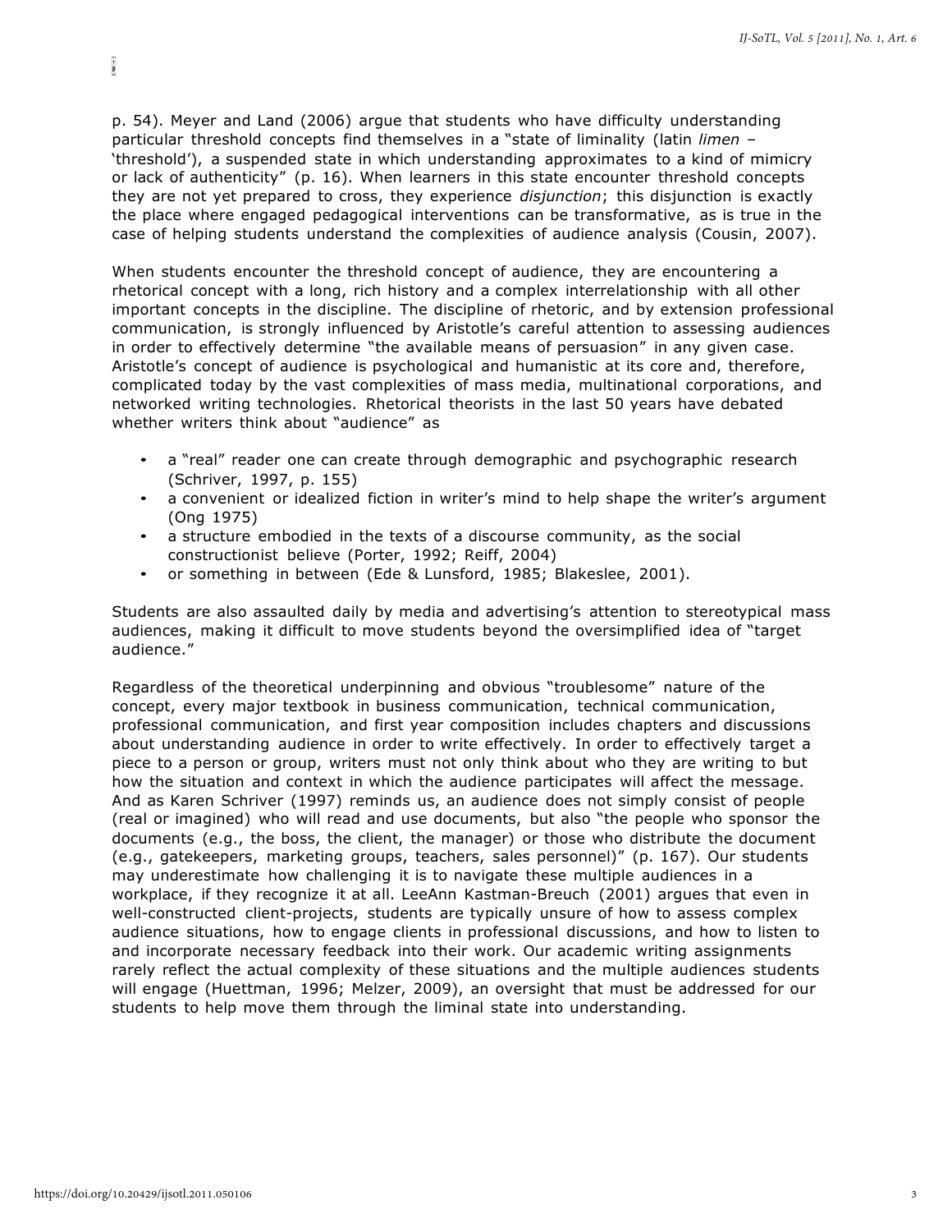p. 54). Meyer and Land (2006) argue that students who have difficulty understanding particular threshold concepts find themselves in a "state of liminality (latin *limen* – 'threshold'), a suspended state in which understanding approximates to a kind of mimicry or lack of authenticity" (p. 16). When learners in this state encounter threshold concepts they are not yet prepared to cross, they experience *disjunction*; this disjunction is exactly the place where engaged pedagogical interventions can be transformative, as is true in the case of helping students understand the complexities of audience analysis (Cousin, 2007).

When students encounter the threshold concept of audience, they are encountering a rhetorical concept with a long, rich history and a complex interrelationship with all other important concepts in the discipline. The discipline of rhetoric, and by extension professional communication, is strongly influenced by Aristotle's careful attention to assessing audiences in order to effectively determine "the available means of persuasion" in any given case. Aristotle's concept of audience is psychological and humanistic at its core and, therefore, complicated today by the vast complexities of mass media, multinational corporations, and networked writing technologies. Rhetorical theorists in the last 50 years have debated whether writers think about "audience" as

- a "real" reader one can create through demographic and psychographic research (Schriver, 1997, p. 155)
- a convenient or idealized fiction in writer's mind to help shape the writer's argument (Ong 1975)
- a structure embodied in the texts of a discourse community, as the social constructionist believe (Porter, 1992; Reiff, 2004)
- or something in between (Ede & Lunsford, 1985; Blakeslee, 2001).

Students are also assaulted daily by media and advertising's attention to stereotypical mass audiences, making it difficult to move students beyond the oversimplified idea of "target audience."

Regardless of the theoretical underpinning and obvious "troublesome" nature of the concept, every major textbook in business communication, technical communication, professional communication, and first year composition includes chapters and discussions about understanding audience in order to write effectively. In order to effectively target a piece to a person or group, writers must not only think about who they are writing to but how the situation and context in which the audience participates will affect the message. And as Karen Schriver (1997) reminds us, an audience does not simply consist of people (real or imagined) who will read and use documents, but also "the people who sponsor the documents (e.g., the boss, the client, the manager) or those who distribute the document (e.g., gatekeepers, marketing groups, teachers, sales personnel)" (p. 167). Our students may underestimate how challenging it is to navigate these multiple audiences in a workplace, if they recognize it at all. LeeAnn Kastman-Breuch (2001) argues that even in well-constructed client-projects, students are typically unsure of how to assess complex audience situations, how to engage clients in professional discussions, and how to listen to and incorporate necessary feedback into their work. Our academic writing assignments rarely reflect the actual complexity of these situations and the multiple audiences students will engage (Huettman, 1996; Melzer, 2009), an oversight that must be addressed for our students to help move them through the liminal state into understanding.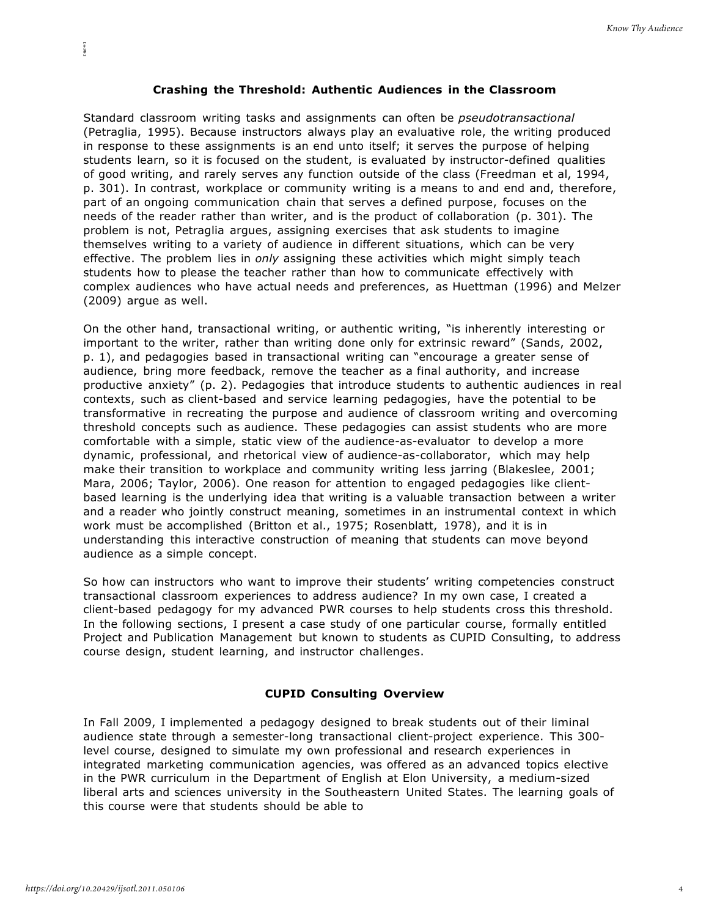## Crashing the Threshold: Authentic Audiences in the Classroom

Standard classroom writing tasks and assignments can often be *pseudotransactional* (Petraglia, 1995). Because instructors always play an evaluative role, the writing produced in response to these assignments is an end unto itself; it serves the purpose of helping students learn, so it is focused on the student, is evaluated by instructor-defined qualities of good writing, and rarely serves any function outside of the class (Freedman et al, 1994, p. 301). In contrast, workplace or community writing is a means to and end and, therefore, part of an ongoing communication chain that serves a defined purpose, focuses on the needs of the reader rather than writer, and is the product of collaboration (p. 301). The problem is not, Petraglia argues, assigning exercises that ask students to imagine themselves writing to a variety of audience in different situations, which can be very effective. The problem lies in *only* assigning these activities which might simply teach students how to please the teacher rather than how to communicate effectively with complex audiences who have actual needs and preferences, as Huettman (1996) and Melzer (2009) argue as well.

On the other hand, transactional writing, or authentic writing, "is inherently interesting or important to the writer, rather than writing done only for extrinsic reward" (Sands, 2002, p. 1), and pedagogies based in transactional writing can "encourage a greater sense of audience, bring more feedback, remove the teacher as a final authority, and increase productive anxiety" (p. 2). Pedagogies that introduce students to authentic audiences in real contexts, such as client-based and service learning pedagogies, have the potential to be transformative in recreating the purpose and audience of classroom writing and overcoming threshold concepts such as audience. These pedagogies can assist students who are more comfortable with a simple, static view of the audience-as-evaluator to develop a more dynamic, professional, and rhetorical view of audience-as-collaborator, which may help make their transition to workplace and community writing less jarring (Blakeslee, 2001; Mara, 2006; Taylor, 2006). One reason for attention to engaged pedagogies like client-based learning is the underlying idea that writing is a valuable transaction between a writer and a reader who jointly construct meaning, sometimes in an instrumental context in which work must be accomplished (Britton et al., 1975; Rosenblatt, 1978), and it is in understanding this interactive construction of meaning that students can move beyond audience as a simple concept.

So how can instructors who want to improve their students' writing competencies construct transactional classroom experiences to address audience? In my own case, I created a client-based pedagogy for my advanced PWR courses to help students cross this threshold. In the following sections, I present a case study of one particular course, formally entitled Project and Publication Management but known to students as CUPID Consulting, to address course design, student learning, and instructor challenges.

## CUPID Consulting Overview

In Fall 2009, I implemented a pedagogy designed to break students out of their liminal audience state through a semester-long transactional client-project experience. This 300-level course, designed to simulate my own professional and research experiences in integrated marketing communication agencies, was offered as an advanced topics elective in the PWR curriculum in the Department of English at Elon University, a medium-sized liberal arts and sciences university in the Southeastern United States. The learning goals of this course were that students should be able to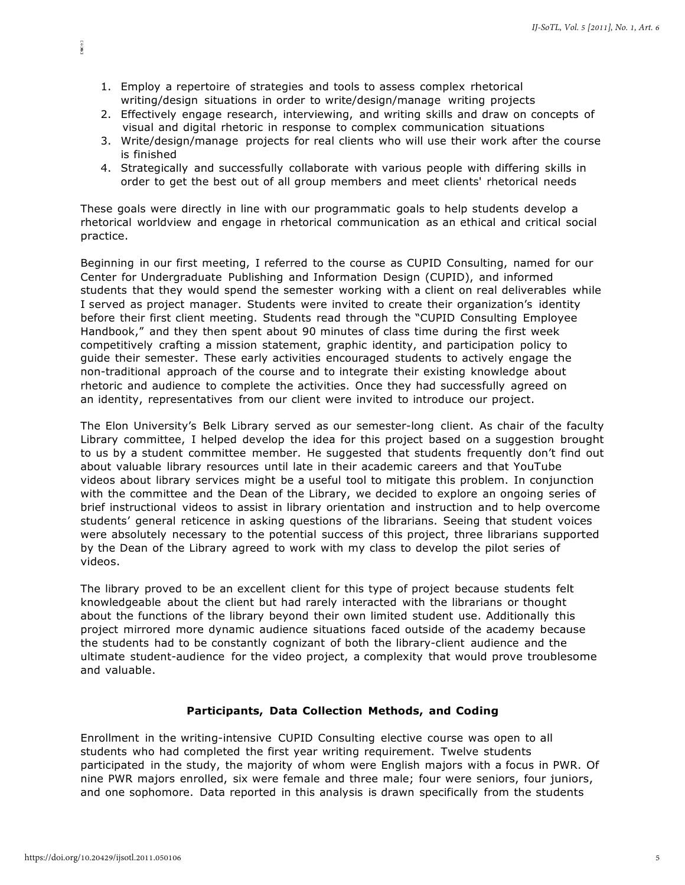1. Employ a repertoire of strategies and tools to assess complex rhetorical writing/design situations in order to write/design/manage writing projects
2. Effectively engage research, interviewing, and writing skills and draw on concepts of visual and digital rhetoric in response to complex communication situations
3. Write/design/manage projects for real clients who will use their work after the course is finished
4. Strategically and successfully collaborate with various people with differing skills in order to get the best out of all group members and meet clients' rhetorical needs

These goals were directly in line with our programmatic goals to help students develop a rhetorical worldview and engage in rhetorical communication as an ethical and critical social practice.

Beginning in our first meeting, I referred to the course as CUPID Consulting, named for our Center for Undergraduate Publishing and Information Design (CUPID), and informed students that they would spend the semester working with a client on real deliverables while I served as project manager. Students were invited to create their organization's identity before their first client meeting. Students read through the "CUPID Consulting Employee Handbook," and they then spent about 90 minutes of class time during the first week competitively crafting a mission statement, graphic identity, and participation policy to guide their semester. These early activities encouraged students to actively engage the non-traditional approach of the course and to integrate their existing knowledge about rhetoric and audience to complete the activities. Once they had successfully agreed on an identity, representatives from our client were invited to introduce our project.

The Elon University's Belk Library served as our semester-long client. As chair of the faculty Library committee, I helped develop the idea for this project based on a suggestion brought to us by a student committee member. He suggested that students frequently don't find out about valuable library resources until late in their academic careers and that YouTube videos about library services might be a useful tool to mitigate this problem. In conjunction with the committee and the Dean of the Library, we decided to explore an ongoing series of brief instructional videos to assist in library orientation and instruction and to help overcome students' general reticence in asking questions of the librarians. Seeing that student voices were absolutely necessary to the potential success of this project, three librarians supported by the Dean of the Library agreed to work with my class to develop the pilot series of videos.

The library proved to be an excellent client for this type of project because students felt knowledgeable about the client but had rarely interacted with the librarians or thought about the functions of the library beyond their own limited student use. Additionally this project mirrored more dynamic audience situations faced outside of the academy because the students had to be constantly cognizant of both the library-client audience and the ultimate student-audience for the video project, a complexity that would prove troublesome and valuable.

### Participants, Data Collection Methods, and Coding

Enrollment in the writing-intensive CUPID Consulting elective course was open to all students who had completed the first year writing requirement. Twelve students participated in the study, the majority of whom were English majors with a focus in PWR. Of nine PWR majors enrolled, six were female and three male; four were seniors, four juniors, and one sophomore. Data reported in this analysis is drawn specifically from the students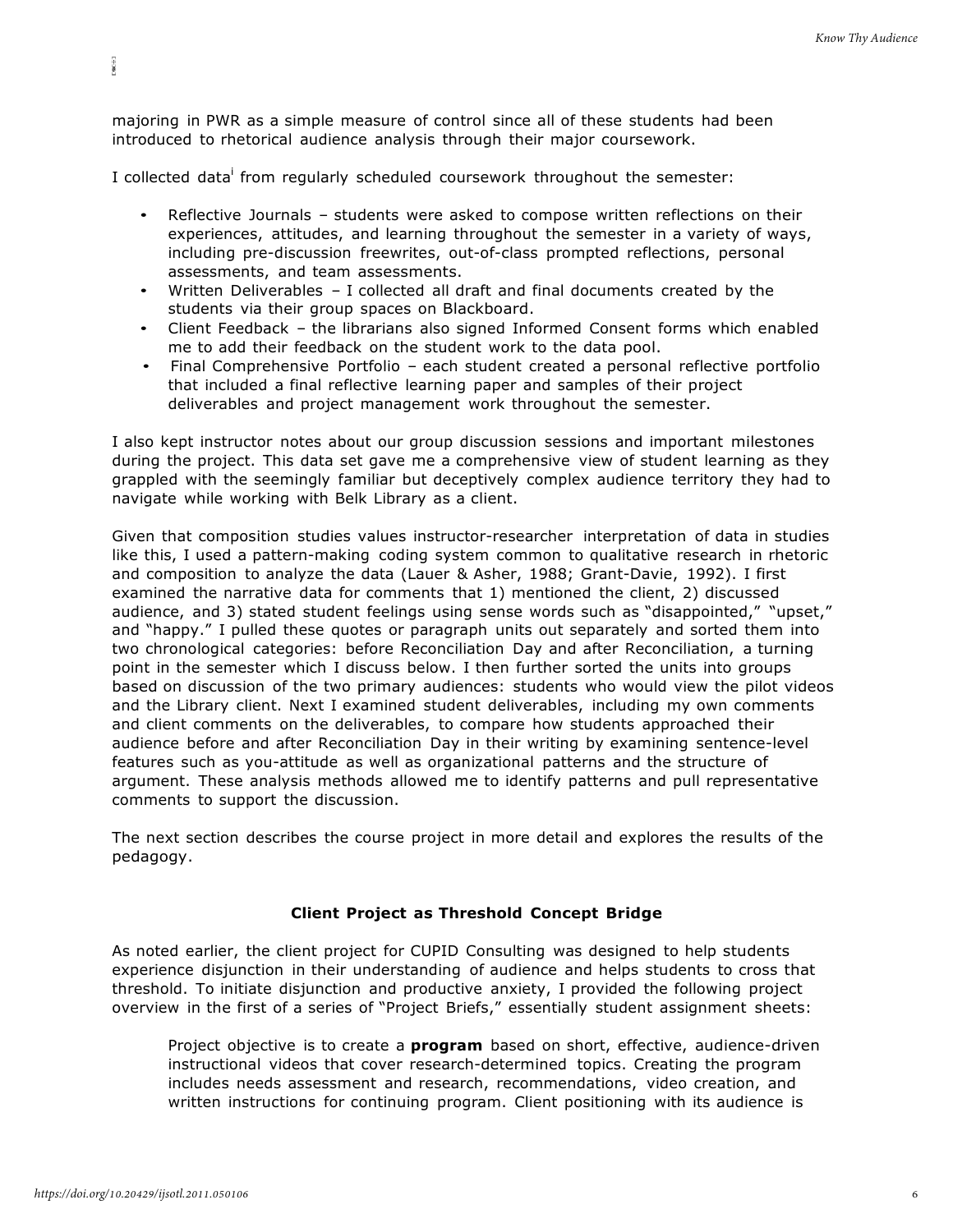majoring in PWR as a simple measure of control since all of these students had been introduced to rhetorical audience analysis through their major coursework.

I collected data[i] from regularly scheduled coursework throughout the semester:

- Reflective Journals – students were asked to compose written reflections on their experiences, attitudes, and learning throughout the semester in a variety of ways, including pre-discussion freewrites, out-of-class prompted reflections, personal assessments, and team assessments.
- Written Deliverables – I collected all draft and final documents created by the students via their group spaces on Blackboard.
- Client Feedback – the librarians also signed Informed Consent forms which enabled me to add their feedback on the student work to the data pool.
- Final Comprehensive Portfolio – each student created a personal reflective portfolio that included a final reflective learning paper and samples of their project deliverables and project management work throughout the semester.

I also kept instructor notes about our group discussion sessions and important milestones during the project. This data set gave me a comprehensive view of student learning as they grappled with the seemingly familiar but deceptively complex audience territory they had to navigate while working with Belk Library as a client.

Given that composition studies values instructor-researcher interpretation of data in studies like this, I used a pattern-making coding system common to qualitative research in rhetoric and composition to analyze the data (Lauer & Asher, 1988; Grant-Davie, 1992). I first examined the narrative data for comments that 1) mentioned the client, 2) discussed audience, and 3) stated student feelings using sense words such as "disappointed," "upset," and "happy." I pulled these quotes or paragraph units out separately and sorted them into two chronological categories: before Reconciliation Day and after Reconciliation, a turning point in the semester which I discuss below. I then further sorted the units into groups based on discussion of the two primary audiences: students who would view the pilot videos and the Library client. Next I examined student deliverables, including my own comments and client comments on the deliverables, to compare how students approached their audience before and after Reconciliation Day in their writing by examining sentence-level features such as you-attitude as well as organizational patterns and the structure of argument. These analysis methods allowed me to identify patterns and pull representative comments to support the discussion.

The next section describes the course project in more detail and explores the results of the pedagogy.

## Client Project as Threshold Concept Bridge

As noted earlier, the client project for CUPID Consulting was designed to help students experience disjunction in their understanding of audience and helps students to cross that threshold. To initiate disjunction and productive anxiety, I provided the following project overview in the first of a series of "Project Briefs," essentially student assignment sheets:

> Project objective is to create a **program** based on short, effective, audience-driven instructional videos that cover research-determined topics. Creating the program includes needs assessment and research, recommendations, video creation, and written instructions for continuing program. Client positioning with its audience is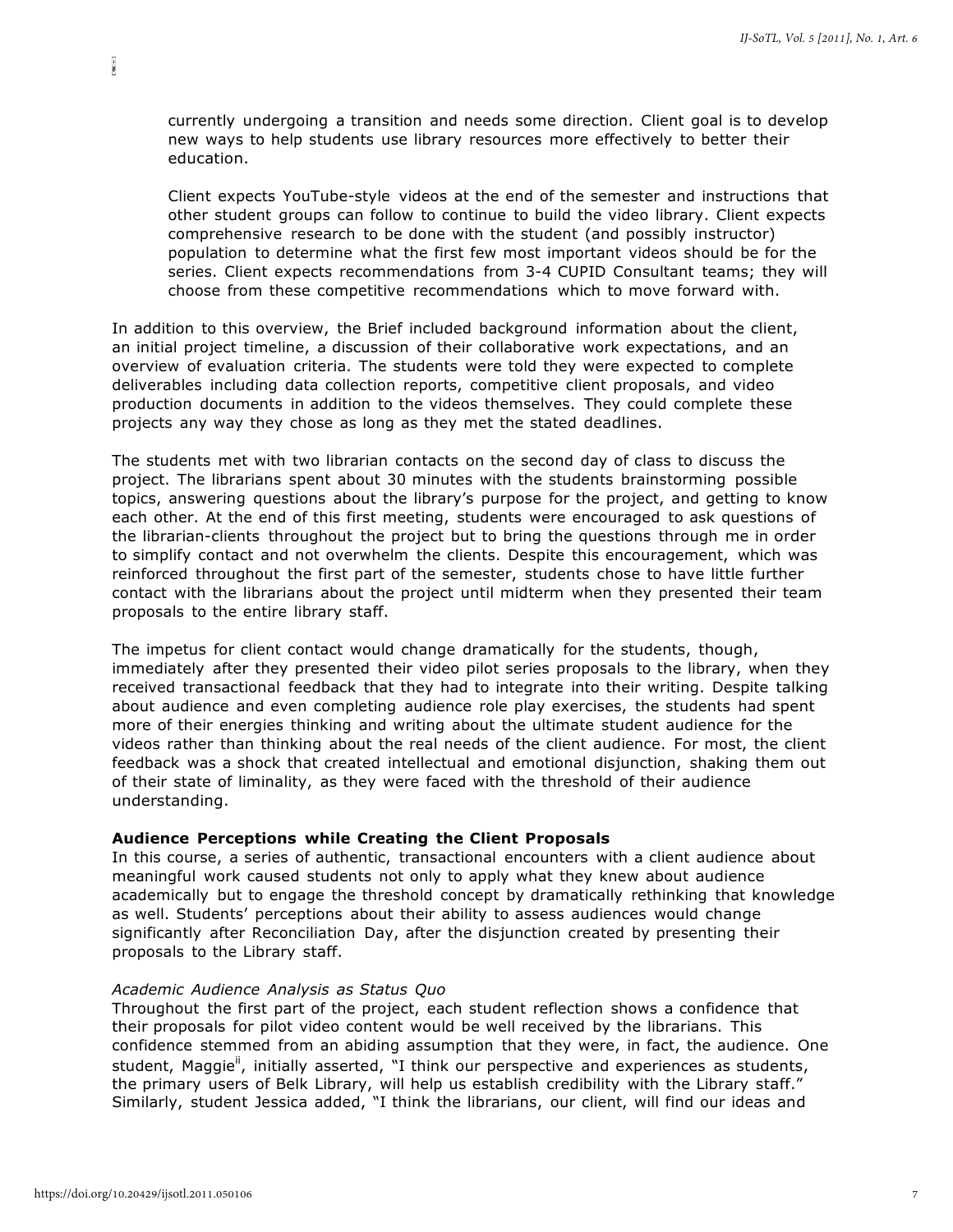currently undergoing a transition and needs some direction. Client goal is to develop new ways to help students use library resources more effectively to better their education.

Client expects YouTube-style videos at the end of the semester and instructions that other student groups can follow to continue to build the video library. Client expects comprehensive research to be done with the student (and possibly instructor) population to determine what the first few most important videos should be for the series. Client expects recommendations from 3-4 CUPID Consultant teams; they will choose from these competitive recommendations which to move forward with.

In addition to this overview, the Brief included background information about the client, an initial project timeline, a discussion of their collaborative work expectations, and an overview of evaluation criteria. The students were told they were expected to complete deliverables including data collection reports, competitive client proposals, and video production documents in addition to the videos themselves. They could complete these projects any way they chose as long as they met the stated deadlines.

The students met with two librarian contacts on the second day of class to discuss the project. The librarians spent about 30 minutes with the students brainstorming possible topics, answering questions about the library's purpose for the project, and getting to know each other. At the end of this first meeting, students were encouraged to ask questions of the librarian-clients throughout the project but to bring the questions through me in order to simplify contact and not overwhelm the clients. Despite this encouragement, which was reinforced throughout the first part of the semester, students chose to have little further contact with the librarians about the project until midterm when they presented their team proposals to the entire library staff.

The impetus for client contact would change dramatically for the students, though, immediately after they presented their video pilot series proposals to the library, when they received transactional feedback that they had to integrate into their writing. Despite talking about audience and even completing audience role play exercises, the students had spent more of their energies thinking and writing about the ultimate student audience for the videos rather than thinking about the real needs of the client audience. For most, the client feedback was a shock that created intellectual and emotional disjunction, shaking them out of their state of liminality, as they were faced with the threshold of their audience understanding.

**Audience Perceptions while Creating the Client Proposals**

In this course, a series of authentic, transactional encounters with a client audience about meaningful work caused students not only to apply what they knew about audience academically but to engage the threshold concept by dramatically rethinking that knowledge as well. Students' perceptions about their ability to assess audiences would change significantly after Reconciliation Day, after the disjunction created by presenting their proposals to the Library staff.

*Academic Audience Analysis as Status Quo*

Throughout the first part of the project, each student reflection shows a confidence that their proposals for pilot video content would be well received by the librarians. This confidence stemmed from an abiding assumption that they were, in fact, the audience. One student, Maggie[ii], initially asserted, "I think our perspective and experiences as students, the primary users of Belk Library, will help us establish credibility with the Library staff." Similarly, student Jessica added, "I think the librarians, our client, will find our ideas and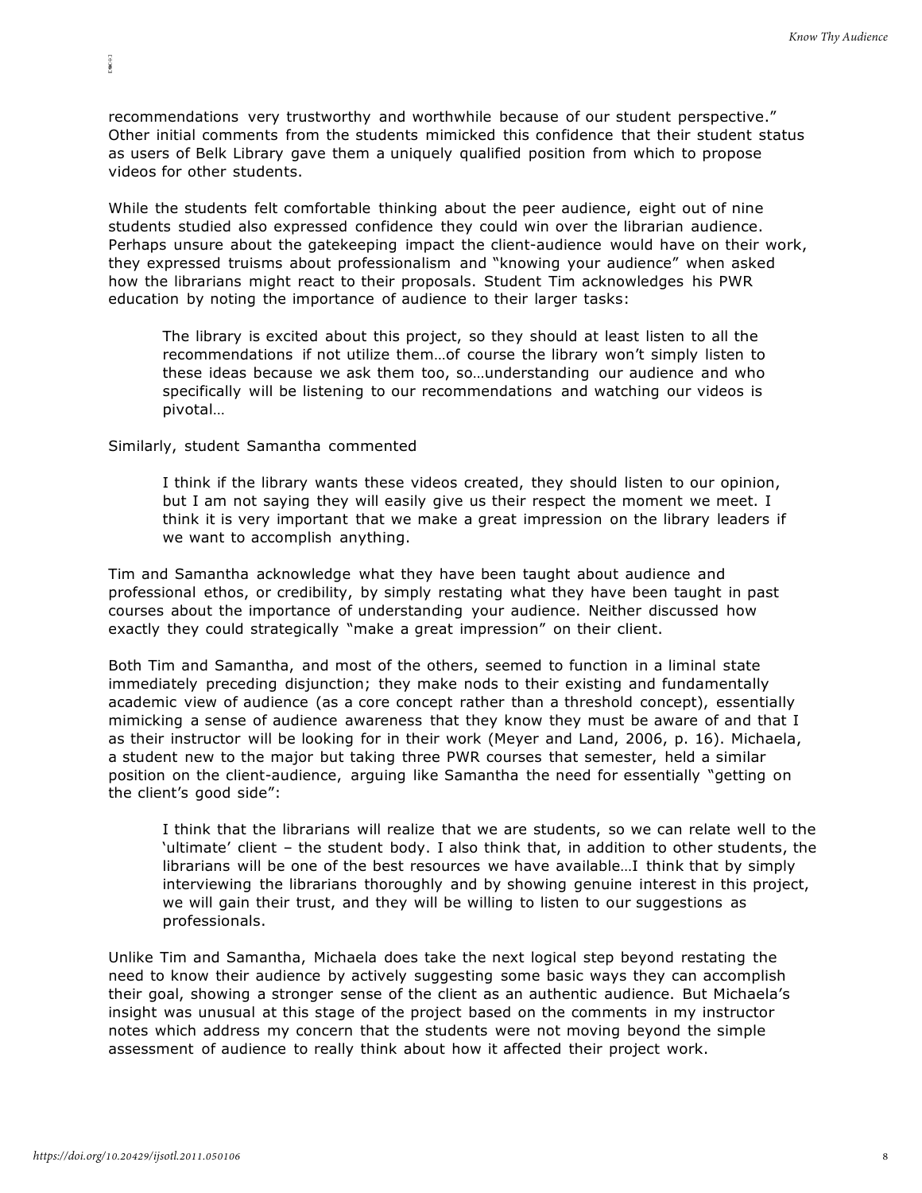recommendations very trustworthy and worthwhile because of our student perspective." Other initial comments from the students mimicked this confidence that their student status as users of Belk Library gave them a uniquely qualified position from which to propose videos for other students.

While the students felt comfortable thinking about the peer audience, eight out of nine students studied also expressed confidence they could win over the librarian audience. Perhaps unsure about the gatekeeping impact the client-audience would have on their work, they expressed truisms about professionalism and "knowing your audience" when asked how the librarians might react to their proposals. Student Tim acknowledges his PWR education by noting the importance of audience to their larger tasks:

> The library is excited about this project, so they should at least listen to all the recommendations if not utilize them…of course the library won't simply listen to these ideas because we ask them too, so…understanding our audience and who specifically will be listening to our recommendations and watching our videos is pivotal…

Similarly, student Samantha commented

> I think if the library wants these videos created, they should listen to our opinion, but I am not saying they will easily give us their respect the moment we meet. I think it is very important that we make a great impression on the library leaders if we want to accomplish anything.

Tim and Samantha acknowledge what they have been taught about audience and professional ethos, or credibility, by simply restating what they have been taught in past courses about the importance of understanding your audience. Neither discussed how exactly they could strategically "make a great impression" on their client.

Both Tim and Samantha, and most of the others, seemed to function in a liminal state immediately preceding disjunction; they make nods to their existing and fundamentally academic view of audience (as a core concept rather than a threshold concept), essentially mimicking a sense of audience awareness that they know they must be aware of and that I as their instructor will be looking for in their work (Meyer and Land, 2006, p. 16). Michaela, a student new to the major but taking three PWR courses that semester, held a similar position on the client-audience, arguing like Samantha the need for essentially "getting on the client's good side":

> I think that the librarians will realize that we are students, so we can relate well to the 'ultimate' client – the student body. I also think that, in addition to other students, the librarians will be one of the best resources we have available…I think that by simply interviewing the librarians thoroughly and by showing genuine interest in this project, we will gain their trust, and they will be willing to listen to our suggestions as professionals.

Unlike Tim and Samantha, Michaela does take the next logical step beyond restating the need to know their audience by actively suggesting some basic ways they can accomplish their goal, showing a stronger sense of the client as an authentic audience. But Michaela's insight was unusual at this stage of the project based on the comments in my instructor notes which address my concern that the students were not moving beyond the simple assessment of audience to really think about how it affected their project work.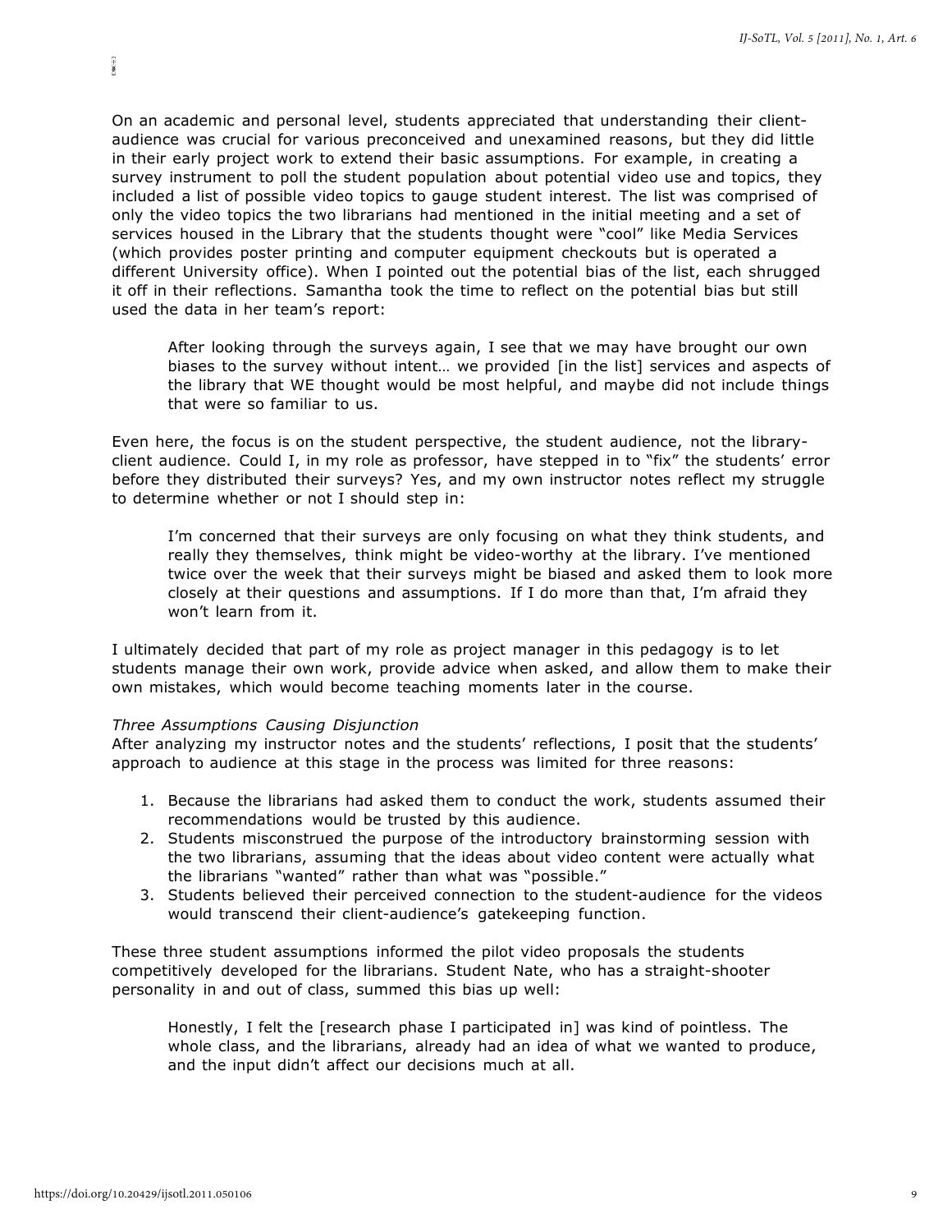On an academic and personal level, students appreciated that understanding their client-audience was crucial for various preconceived and unexamined reasons, but they did little in their early project work to extend their basic assumptions. For example, in creating a survey instrument to poll the student population about potential video use and topics, they included a list of possible video topics to gauge student interest. The list was comprised of only the video topics the two librarians had mentioned in the initial meeting and a set of services housed in the Library that the students thought were "cool" like Media Services (which provides poster printing and computer equipment checkouts but is operated a different University office). When I pointed out the potential bias of the list, each shrugged it off in their reflections. Samantha took the time to reflect on the potential bias but still used the data in her team's report:

> After looking through the surveys again, I see that we may have brought our own biases to the survey without intent… we provided [in the list] services and aspects of the library that WE thought would be most helpful, and maybe did not include things that were so familiar to us.

Even here, the focus is on the student perspective, the student audience, not the library-client audience. Could I, in my role as professor, have stepped in to "fix" the students' error before they distributed their surveys? Yes, and my own instructor notes reflect my struggle to determine whether or not I should step in:

> I'm concerned that their surveys are only focusing on what they think students, and really they themselves, think might be video-worthy at the library. I've mentioned twice over the week that their surveys might be biased and asked them to look more closely at their questions and assumptions. If I do more than that, I'm afraid they won't learn from it.

I ultimately decided that part of my role as project manager in this pedagogy is to let students manage their own work, provide advice when asked, and allow them to make their own mistakes, which would become teaching moments later in the course.

*Three Assumptions Causing Disjunction*

After analyzing my instructor notes and the students' reflections, I posit that the students' approach to audience at this stage in the process was limited for three reasons:

1. Because the librarians had asked them to conduct the work, students assumed their recommendations would be trusted by this audience.
2. Students misconstrued the purpose of the introductory brainstorming session with the two librarians, assuming that the ideas about video content were actually what the librarians "wanted" rather than what was "possible."
3. Students believed their perceived connection to the student-audience for the videos would transcend their client-audience's gatekeeping function.

These three student assumptions informed the pilot video proposals the students competitively developed for the librarians. Student Nate, who has a straight-shooter personality in and out of class, summed this bias up well:

> Honestly, I felt the [research phase I participated in] was kind of pointless. The whole class, and the librarians, already had an idea of what we wanted to produce, and the input didn't affect our decisions much at all.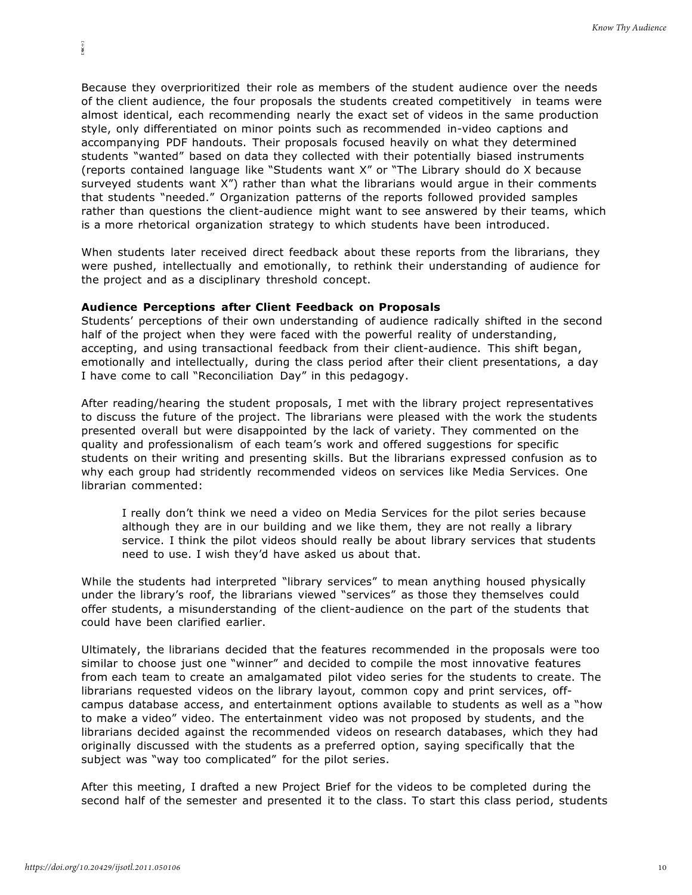Because they overprioritized their role as members of the student audience over the needs of the client audience, the four proposals the students created competitively in teams were almost identical, each recommending nearly the exact set of videos in the same production style, only differentiated on minor points such as recommended in-video captions and accompanying PDF handouts. Their proposals focused heavily on what they determined students "wanted" based on data they collected with their potentially biased instruments (reports contained language like "Students want X" or "The Library should do X because surveyed students want X") rather than what the librarians would argue in their comments that students "needed." Organization patterns of the reports followed provided samples rather than questions the client-audience might want to see answered by their teams, which is a more rhetorical organization strategy to which students have been introduced.

When students later received direct feedback about these reports from the librarians, they were pushed, intellectually and emotionally, to rethink their understanding of audience for the project and as a disciplinary threshold concept.

**Audience Perceptions after Client Feedback on Proposals**

Students' perceptions of their own understanding of audience radically shifted in the second half of the project when they were faced with the powerful reality of understanding, accepting, and using transactional feedback from their client-audience. This shift began, emotionally and intellectually, during the class period after their client presentations, a day I have come to call "Reconciliation Day" in this pedagogy.

After reading/hearing the student proposals, I met with the library project representatives to discuss the future of the project. The librarians were pleased with the work the students presented overall but were disappointed by the lack of variety. They commented on the quality and professionalism of each team's work and offered suggestions for specific students on their writing and presenting skills. But the librarians expressed confusion as to why each group had stridently recommended videos on services like Media Services. One librarian commented:

> I really don't think we need a video on Media Services for the pilot series because although they are in our building and we like them, they are not really a library service. I think the pilot videos should really be about library services that students need to use. I wish they'd have asked us about that.

While the students had interpreted "library services" to mean anything housed physically under the library's roof, the librarians viewed "services" as those they themselves could offer students, a misunderstanding of the client-audience on the part of the students that could have been clarified earlier.

Ultimately, the librarians decided that the features recommended in the proposals were too similar to choose just one "winner" and decided to compile the most innovative features from each team to create an amalgamated pilot video series for the students to create. The librarians requested videos on the library layout, common copy and print services, off-campus database access, and entertainment options available to students as well as a "how to make a video" video. The entertainment video was not proposed by students, and the librarians decided against the recommended videos on research databases, which they had originally discussed with the students as a preferred option, saying specifically that the subject was "way too complicated" for the pilot series.

After this meeting, I drafted a new Project Brief for the videos to be completed during the second half of the semester and presented it to the class. To start this class period, students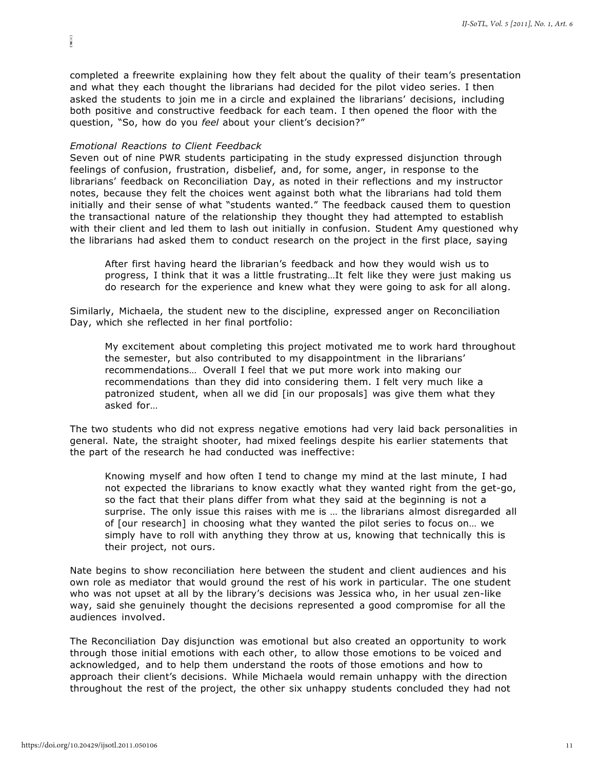completed a freewrite explaining how they felt about the quality of their team's presentation and what they each thought the librarians had decided for the pilot video series. I then asked the students to join me in a circle and explained the librarians' decisions, including both positive and constructive feedback for each team. I then opened the floor with the question, "So, how do you *feel* about your client's decision?"

*Emotional Reactions to Client Feedback*

Seven out of nine PWR students participating in the study expressed disjunction through feelings of confusion, frustration, disbelief, and, for some, anger, in response to the librarians' feedback on Reconciliation Day, as noted in their reflections and my instructor notes, because they felt the choices went against both what the librarians had told them initially and their sense of what "students wanted." The feedback caused them to question the transactional nature of the relationship they thought they had attempted to establish with their client and led them to lash out initially in confusion. Student Amy questioned why the librarians had asked them to conduct research on the project in the first place, saying

> After first having heard the librarian's feedback and how they would wish us to progress, I think that it was a little frustrating…It felt like they were just making us do research for the experience and knew what they were going to ask for all along.

Similarly, Michaela, the student new to the discipline, expressed anger on Reconciliation Day, which she reflected in her final portfolio:

> My excitement about completing this project motivated me to work hard throughout the semester, but also contributed to my disappointment in the librarians' recommendations… Overall I feel that we put more work into making our recommendations than they did into considering them. I felt very much like a patronized student, when all we did [in our proposals] was give them what they asked for…

The two students who did not express negative emotions had very laid back personalities in general. Nate, the straight shooter, had mixed feelings despite his earlier statements that the part of the research he had conducted was ineffective:

> Knowing myself and how often I tend to change my mind at the last minute, I had not expected the librarians to know exactly what they wanted right from the get-go, so the fact that their plans differ from what they said at the beginning is not a surprise. The only issue this raises with me is … the librarians almost disregarded all of [our research] in choosing what they wanted the pilot series to focus on… we simply have to roll with anything they throw at us, knowing that technically this is their project, not ours.

Nate begins to show reconciliation here between the student and client audiences and his own role as mediator that would ground the rest of his work in particular. The one student who was not upset at all by the library's decisions was Jessica who, in her usual zen-like way, said she genuinely thought the decisions represented a good compromise for all the audiences involved.

The Reconciliation Day disjunction was emotional but also created an opportunity to work through those initial emotions with each other, to allow those emotions to be voiced and acknowledged, and to help them understand the roots of those emotions and how to approach their client's decisions. While Michaela would remain unhappy with the direction throughout the rest of the project, the other six unhappy students concluded they had not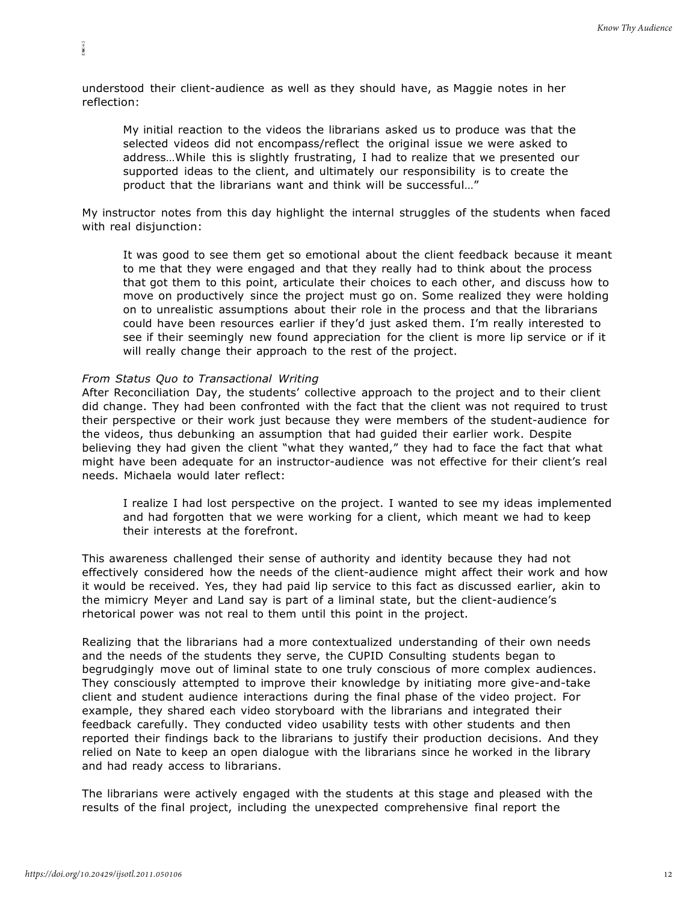understood their client-audience as well as they should have, as Maggie notes in her reflection:

> My initial reaction to the videos the librarians asked us to produce was that the selected videos did not encompass/reflect the original issue we were asked to address…While this is slightly frustrating, I had to realize that we presented our supported ideas to the client, and ultimately our responsibility is to create the product that the librarians want and think will be successful…"

My instructor notes from this day highlight the internal struggles of the students when faced with real disjunction:

> It was good to see them get so emotional about the client feedback because it meant to me that they were engaged and that they really had to think about the process that got them to this point, articulate their choices to each other, and discuss how to move on productively since the project must go on. Some realized they were holding on to unrealistic assumptions about their role in the process and that the librarians could have been resources earlier if they'd just asked them. I'm really interested to see if their seemingly new found appreciation for the client is more lip service or if it will really change their approach to the rest of the project.

*From Status Quo to Transactional Writing*

After Reconciliation Day, the students' collective approach to the project and to their client did change. They had been confronted with the fact that the client was not required to trust their perspective or their work just because they were members of the student-audience for the videos, thus debunking an assumption that had guided their earlier work. Despite believing they had given the client "what they wanted," they had to face the fact that what might have been adequate for an instructor-audience was not effective for their client's real needs. Michaela would later reflect:

> I realize I had lost perspective on the project. I wanted to see my ideas implemented and had forgotten that we were working for a client, which meant we had to keep their interests at the forefront.

This awareness challenged their sense of authority and identity because they had not effectively considered how the needs of the client-audience might affect their work and how it would be received. Yes, they had paid lip service to this fact as discussed earlier, akin to the mimicry Meyer and Land say is part of a liminal state, but the client-audience's rhetorical power was not real to them until this point in the project.

Realizing that the librarians had a more contextualized understanding of their own needs and the needs of the students they serve, the CUPID Consulting students began to begrudgingly move out of liminal state to one truly conscious of more complex audiences. They consciously attempted to improve their knowledge by initiating more give-and-take client and student audience interactions during the final phase of the video project. For example, they shared each video storyboard with the librarians and integrated their feedback carefully. They conducted video usability tests with other students and then reported their findings back to the librarians to justify their production decisions. And they relied on Nate to keep an open dialogue with the librarians since he worked in the library and had ready access to librarians.

The librarians were actively engaged with the students at this stage and pleased with the results of the final project, including the unexpected comprehensive final report the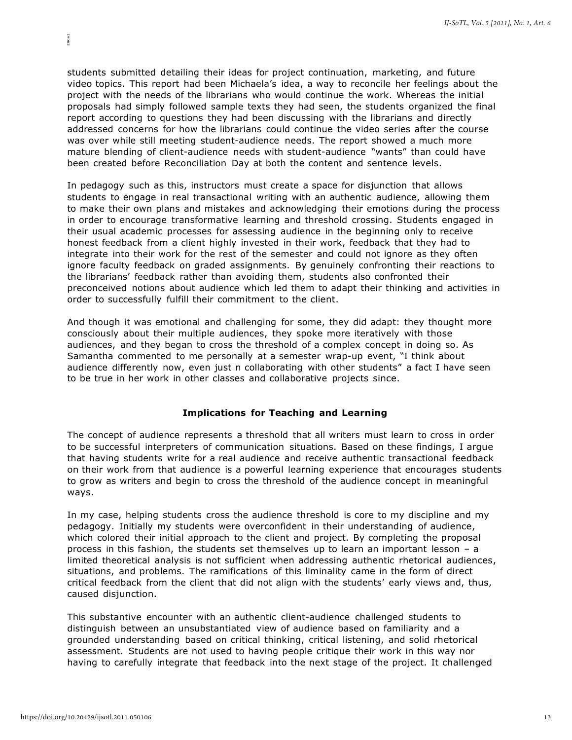students submitted detailing their ideas for project continuation, marketing, and future video topics. This report had been Michaela's idea, a way to reconcile her feelings about the project with the needs of the librarians who would continue the work. Whereas the initial proposals had simply followed sample texts they had seen, the students organized the final report according to questions they had been discussing with the librarians and directly addressed concerns for how the librarians could continue the video series after the course was over while still meeting student-audience needs. The report showed a much more mature blending of client-audience needs with student-audience "wants" than could have been created before Reconciliation Day at both the content and sentence levels.

In pedagogy such as this, instructors must create a space for disjunction that allows students to engage in real transactional writing with an authentic audience, allowing them to make their own plans and mistakes and acknowledging their emotions during the process in order to encourage transformative learning and threshold crossing. Students engaged in their usual academic processes for assessing audience in the beginning only to receive honest feedback from a client highly invested in their work, feedback that they had to integrate into their work for the rest of the semester and could not ignore as they often ignore faculty feedback on graded assignments. By genuinely confronting their reactions to the librarians' feedback rather than avoiding them, students also confronted their preconceived notions about audience which led them to adapt their thinking and activities in order to successfully fulfill their commitment to the client.

And though it was emotional and challenging for some, they did adapt: they thought more consciously about their multiple audiences, they spoke more iteratively with those audiences, and they began to cross the threshold of a complex concept in doing so. As Samantha commented to me personally at a semester wrap-up event, "I think about audience differently now, even just n collaborating with other students" a fact I have seen to be true in her work in other classes and collaborative projects since.

## Implications for Teaching and Learning

The concept of audience represents a threshold that all writers must learn to cross in order to be successful interpreters of communication situations. Based on these findings, I argue that having students write for a real audience and receive authentic transactional feedback on their work from that audience is a powerful learning experience that encourages students to grow as writers and begin to cross the threshold of the audience concept in meaningful ways.

In my case, helping students cross the audience threshold is core to my discipline and my pedagogy. Initially my students were overconfident in their understanding of audience, which colored their initial approach to the client and project. By completing the proposal process in this fashion, the students set themselves up to learn an important lesson – a limited theoretical analysis is not sufficient when addressing authentic rhetorical audiences, situations, and problems. The ramifications of this liminality came in the form of direct critical feedback from the client that did not align with the students' early views and, thus, caused disjunction.

This substantive encounter with an authentic client-audience challenged students to distinguish between an unsubstantiated view of audience based on familiarity and a grounded understanding based on critical thinking, critical listening, and solid rhetorical assessment. Students are not used to having people critique their work in this way nor having to carefully integrate that feedback into the next stage of the project. It challenged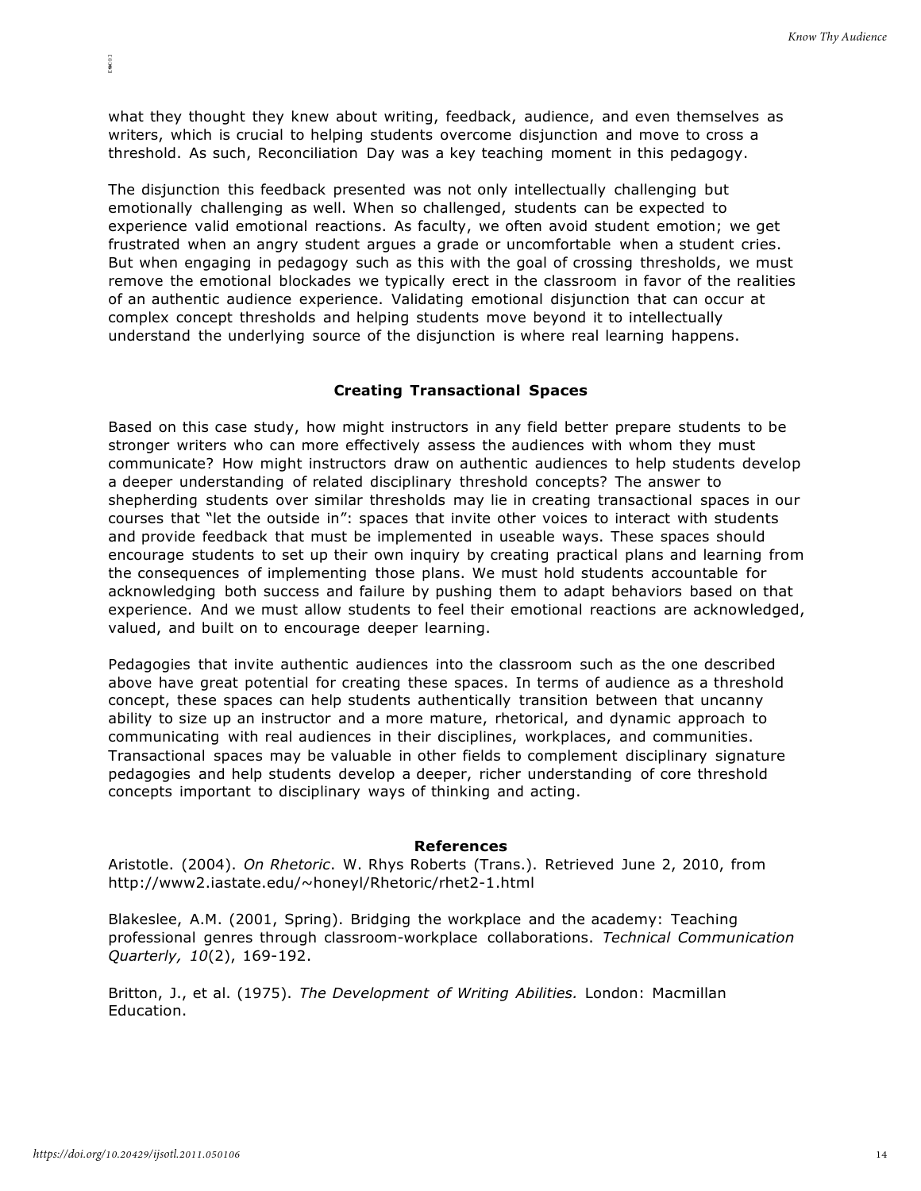what they thought they knew about writing, feedback, audience, and even themselves as writers, which is crucial to helping students overcome disjunction and move to cross a threshold. As such, Reconciliation Day was a key teaching moment in this pedagogy.

The disjunction this feedback presented was not only intellectually challenging but emotionally challenging as well. When so challenged, students can be expected to experience valid emotional reactions. As faculty, we often avoid student emotion; we get frustrated when an angry student argues a grade or uncomfortable when a student cries. But when engaging in pedagogy such as this with the goal of crossing thresholds, we must remove the emotional blockades we typically erect in the classroom in favor of the realities of an authentic audience experience. Validating emotional disjunction that can occur at complex concept thresholds and helping students move beyond it to intellectually understand the underlying source of the disjunction is where real learning happens.

## Creating Transactional Spaces

Based on this case study, how might instructors in any field better prepare students to be stronger writers who can more effectively assess the audiences with whom they must communicate? How might instructors draw on authentic audiences to help students develop a deeper understanding of related disciplinary threshold concepts? The answer to shepherding students over similar thresholds may lie in creating transactional spaces in our courses that "let the outside in": spaces that invite other voices to interact with students and provide feedback that must be implemented in useable ways. These spaces should encourage students to set up their own inquiry by creating practical plans and learning from the consequences of implementing those plans. We must hold students accountable for acknowledging both success and failure by pushing them to adapt behaviors based on that experience. And we must allow students to feel their emotional reactions are acknowledged, valued, and built on to encourage deeper learning.

Pedagogies that invite authentic audiences into the classroom such as the one described above have great potential for creating these spaces. In terms of audience as a threshold concept, these spaces can help students authentically transition between that uncanny ability to size up an instructor and a more mature, rhetorical, and dynamic approach to communicating with real audiences in their disciplines, workplaces, and communities. Transactional spaces may be valuable in other fields to complement disciplinary signature pedagogies and help students develop a deeper, richer understanding of core threshold concepts important to disciplinary ways of thinking and acting.

## References

Aristotle. (2004). *On Rhetoric*. W. Rhys Roberts (Trans.). Retrieved June 2, 2010, from http://www2.iastate.edu/~honeyl/Rhetoric/rhet2-1.html

Blakeslee, A.M. (2001, Spring). Bridging the workplace and the academy: Teaching professional genres through classroom-workplace collaborations. *Technical Communication Quarterly, 10*(2), 169-192.

Britton, J., et al. (1975). *The Development of Writing Abilities.* London: Macmillan Education.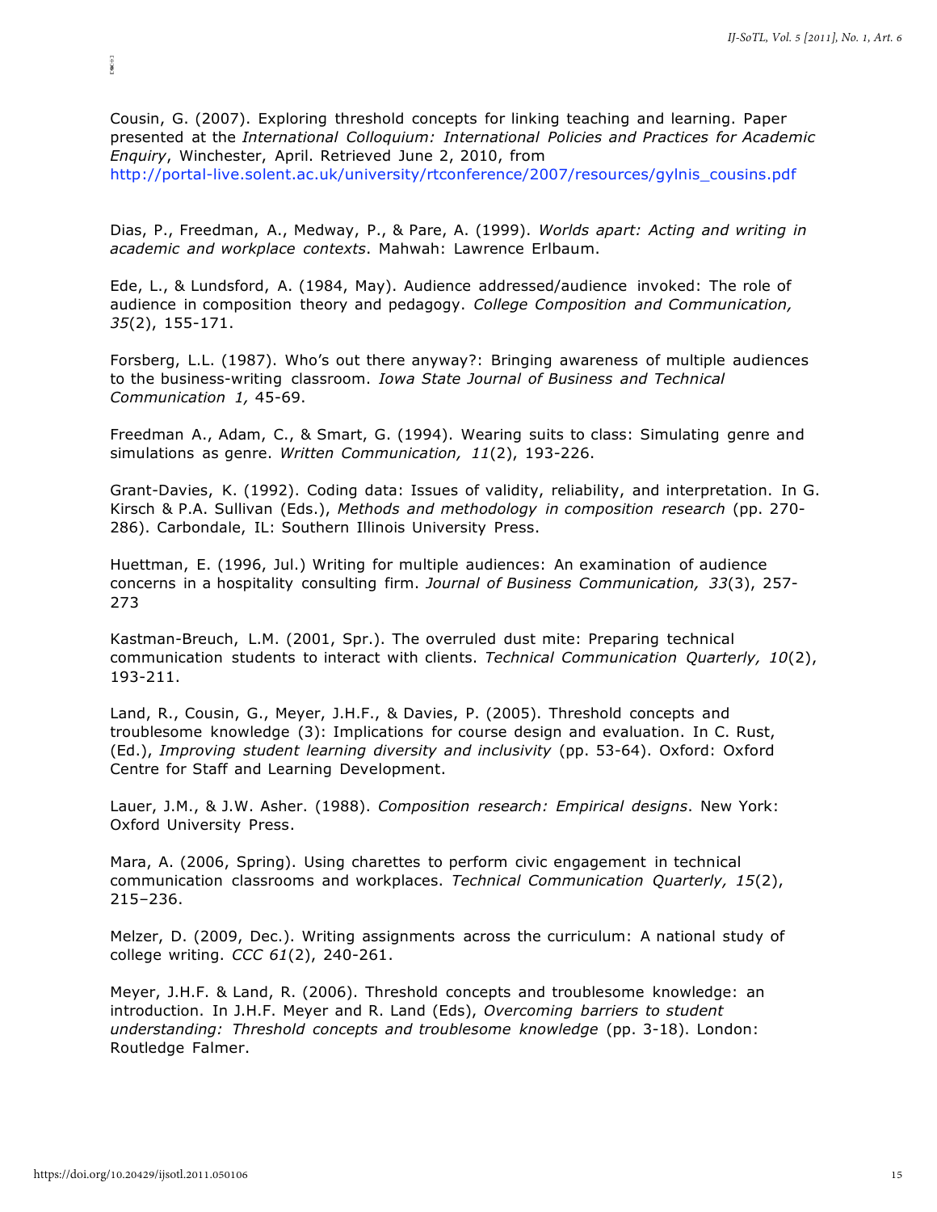Cousin, G. (2007). Exploring threshold concepts for linking teaching and learning. Paper presented at the *International Colloquium: International Policies and Practices for Academic Enquiry*, Winchester, April. Retrieved June 2, 2010, from http://portal-live.solent.ac.uk/university/rtconference/2007/resources/gylnis_cousins.pdf

Dias, P., Freedman, A., Medway, P., & Pare, A. (1999). *Worlds apart: Acting and writing in academic and workplace contexts*. Mahwah: Lawrence Erlbaum.

Ede, L., & Lundsford, A. (1984, May). Audience addressed/audience invoked: The role of audience in composition theory and pedagogy. *College Composition and Communication, 35*(2), 155-171.

Forsberg, L.L. (1987). Who's out there anyway?: Bringing awareness of multiple audiences to the business-writing classroom. *Iowa State Journal of Business and Technical Communication 1,* 45-69.

Freedman A., Adam, C., & Smart, G. (1994). Wearing suits to class: Simulating genre and simulations as genre. *Written Communication, 11*(2), 193-226.

Grant-Davies, K. (1992). Coding data: Issues of validity, reliability, and interpretation. In G. Kirsch & P.A. Sullivan (Eds.), *Methods and methodology in composition research* (pp. 270-286). Carbondale, IL: Southern Illinois University Press.

Huettman, E. (1996, Jul.) Writing for multiple audiences: An examination of audience concerns in a hospitality consulting firm. *Journal of Business Communication, 33*(3), 257-273

Kastman-Breuch, L.M. (2001, Spr.). The overruled dust mite: Preparing technical communication students to interact with clients. *Technical Communication Quarterly, 10*(2), 193-211.

Land, R., Cousin, G., Meyer, J.H.F., & Davies, P. (2005). Threshold concepts and troublesome knowledge (3): Implications for course design and evaluation. In C. Rust, (Ed.), *Improving student learning diversity and inclusivity* (pp. 53-64). Oxford: Oxford Centre for Staff and Learning Development.

Lauer, J.M., & J.W. Asher. (1988). *Composition research: Empirical designs*. New York: Oxford University Press.

Mara, A. (2006, Spring). Using charettes to perform civic engagement in technical communication classrooms and workplaces. *Technical Communication Quarterly, 15*(2), 215–236.

Melzer, D. (2009, Dec.). Writing assignments across the curriculum: A national study of college writing. *CCC 61*(2), 240-261.

Meyer, J.H.F. & Land, R. (2006). Threshold concepts and troublesome knowledge: an introduction. In J.H.F. Meyer and R. Land (Eds), *Overcoming barriers to student understanding: Threshold concepts and troublesome knowledge* (pp. 3-18). London: Routledge Falmer.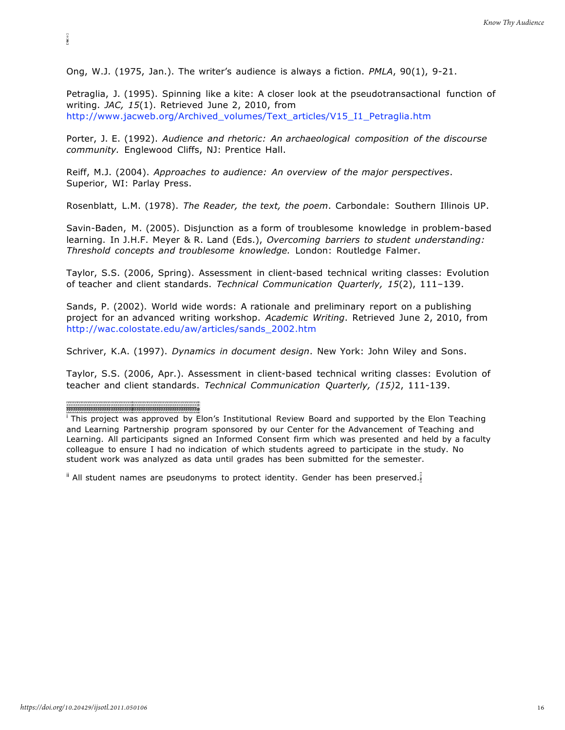Ong, W.J. (1975, Jan.). The writer's audience is always a fiction. *PMLA*, 90(1), 9-21.

Petraglia, J. (1995). Spinning like a kite: A closer look at the pseudotransactional function of writing. *JAC, 15*(1). Retrieved June 2, 2010, from http://www.jacweb.org/Archived_volumes/Text_articles/V15_I1_Petraglia.htm

Porter, J. E. (1992). *Audience and rhetoric: An archaeological composition of the discourse community.* Englewood Cliffs, NJ: Prentice Hall.

Reiff, M.J. (2004). *Approaches to audience: An overview of the major perspectives*. Superior, WI: Parlay Press.

Rosenblatt, L.M. (1978). *The Reader, the text, the poem*. Carbondale: Southern Illinois UP.

Savin-Baden, M. (2005). Disjunction as a form of troublesome knowledge in problem-based learning. In J.H.F. Meyer & R. Land (Eds.), *Overcoming barriers to student understanding: Threshold concepts and troublesome knowledge.* London: Routledge Falmer.

Taylor, S.S. (2006, Spring). Assessment in client-based technical writing classes: Evolution of teacher and client standards. *Technical Communication Quarterly, 15*(2), 111–139.

Sands, P. (2002). World wide words: A rationale and preliminary report on a publishing project for an advanced writing workshop. *Academic Writing*. Retrieved June 2, 2010, from http://wac.colostate.edu/aw/articles/sands_2002.htm

Schriver, K.A. (1997). *Dynamics in document design*. New York: John Wiley and Sons.

Taylor, S.S. (2006, Apr.). Assessment in client-based technical writing classes: Evolution of teacher and client standards. *Technical Communication Quarterly, (15)*2, 111-139.

---

[i] This project was approved by Elon's Institutional Review Board and supported by the Elon Teaching and Learning Partnership program sponsored by our Center for the Advancement of Teaching and Learning. All participants signed an Informed Consent firm which was presented and held by a faculty colleague to ensure I had no indication of which students agreed to participate in the study. No student work was analyzed as data until grades has been submitted for the semester.

[ii] All student names are pseudonyms to protect identity. Gender has been preserved.